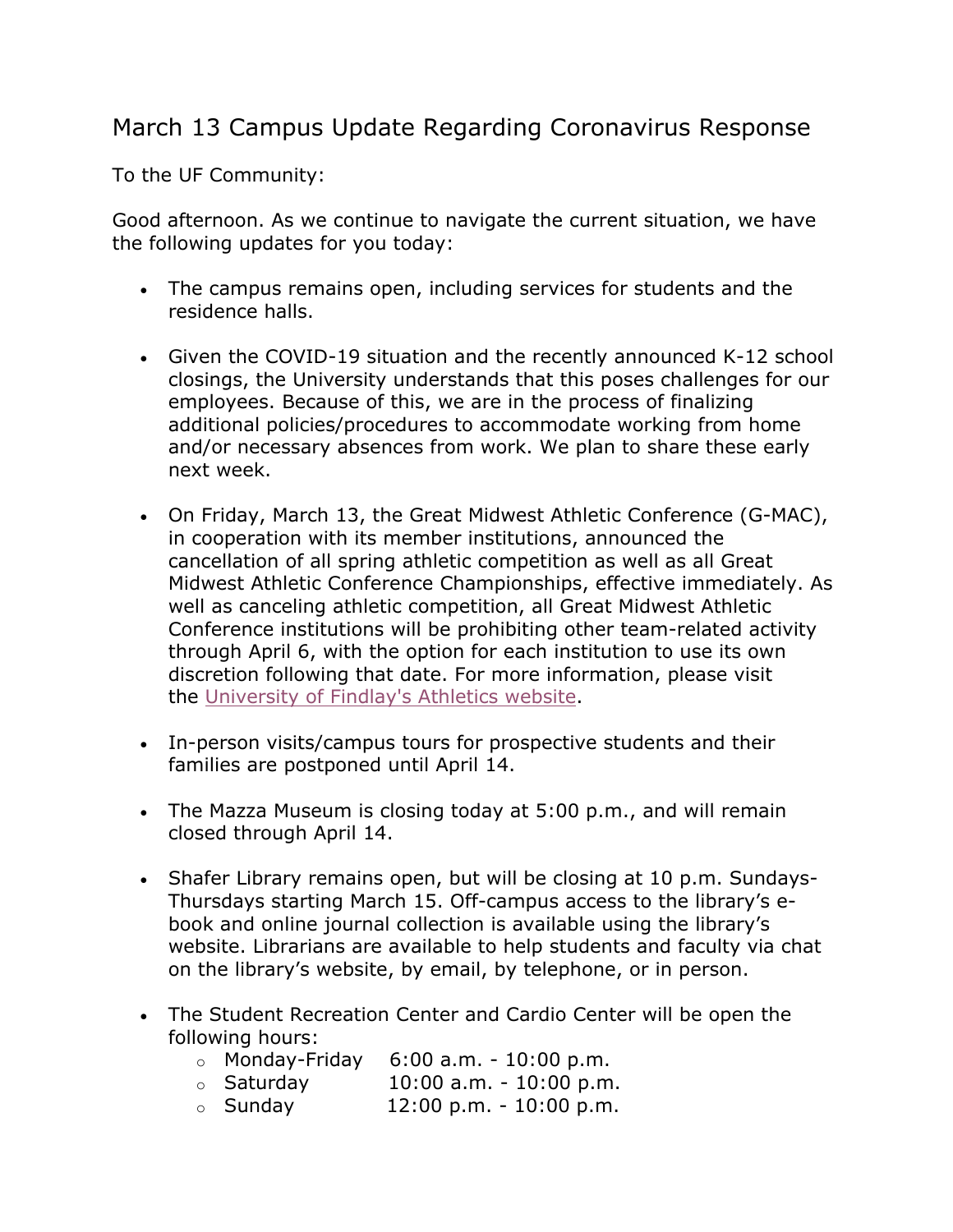# March 13 Campus Update Regarding Coronavirus Response

To the UF Community:

Good afternoon. As we continue to navigate the current situation, we have the following updates for you today:

- The campus remains open, including services for students and the residence halls.
- Given the COVID-19 situation and the recently announced K-12 school closings, the University understands that this poses challenges for our employees. Because of this, we are in the process of finalizing additional policies/procedures to accommodate working from home and/or necessary absences from work. We plan to share these early next week.
- On Friday, March 13, the Great Midwest Athletic Conference (G-MAC), in cooperation with its member institutions, announced the cancellation of all spring athletic competition as well as all Great Midwest Athletic Conference Championships, effective immediately. As well as canceling athletic competition, all Great Midwest Athletic Conference institutions will be prohibiting other team-related activity through April 6, with the option for each institution to use its own discretion following that date. For more information, please visit the University of Findlay's Athletics website.
- In-person visits/campus tours for prospective students and their families are postponed until April 14.
- The Mazza Museum is closing today at 5:00 p.m., and will remain closed through April 14.
- Shafer Library remains open, but will be closing at 10 p.m. Sundays-Thursdays starting March 15. Off-campus access to the library's e-book and online journal collection is available using the library's website. Librarians are available to help students and faculty via chat on the library's website, by email, by telephone, or in person.
- The Student Recreation Center and Cardio Center will be open the following hours:
  - Monday-Friday 6:00 a.m. - 10:00 p.m.
  - Saturday 10:00 a.m. - 10:00 p.m.
  - Sunday 12:00 p.m. - 10:00 p.m.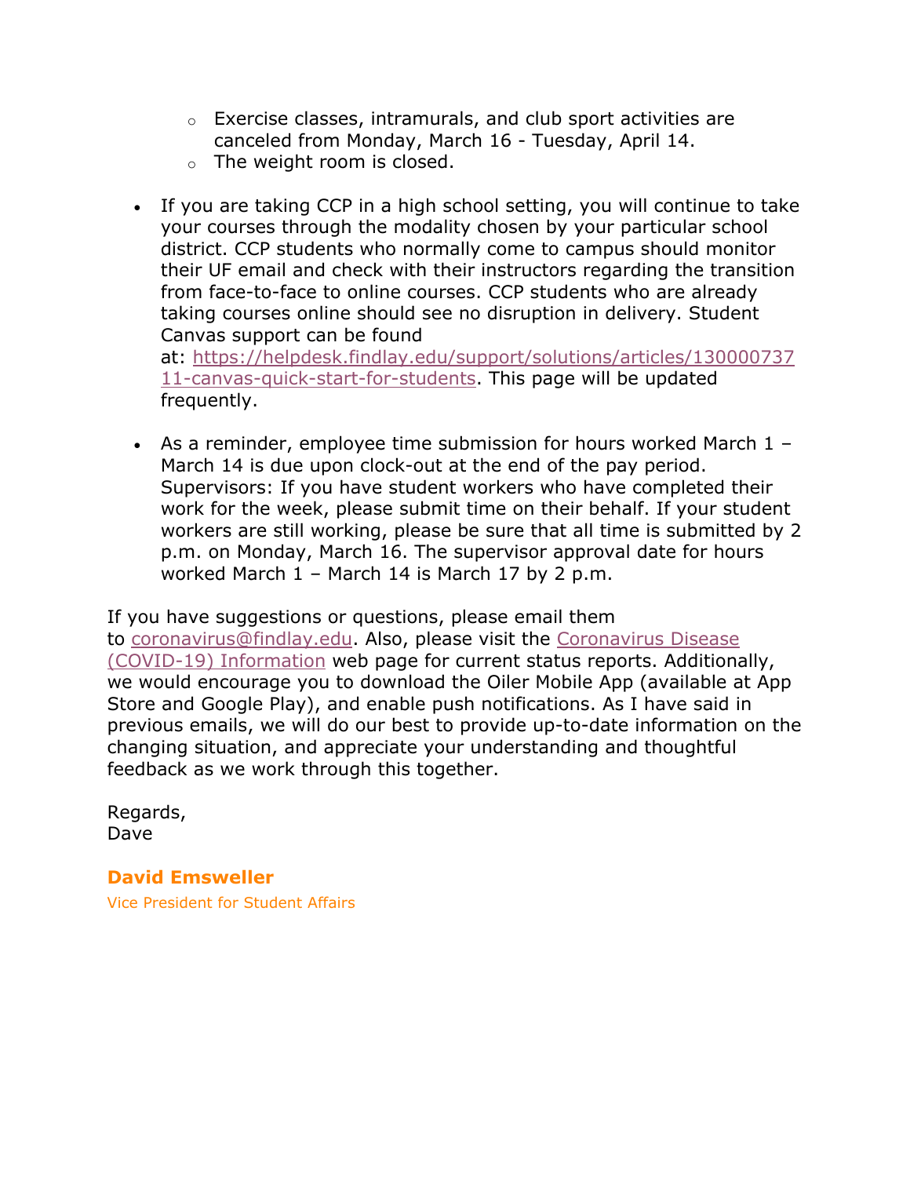- Exercise classes, intramurals, and club sport activities are canceled from Monday, March 16 - Tuesday, April 14.
    - The weight room is closed.

- If you are taking CCP in a high school setting, you will continue to take your courses through the modality chosen by your particular school district. CCP students who normally come to campus should monitor their UF email and check with their instructors regarding the transition from face-to-face to online courses. CCP students who are already taking courses online should see no disruption in delivery. Student Canvas support can be found at: [https://helpdesk.findlay.edu/support/solutions/articles/13000073711-canvas-quick-start-for-students](https://helpdesk.findlay.edu/support/solutions/articles/13000073711-canvas-quick-start-for-students). This page will be updated frequently.

- As a reminder, employee time submission for hours worked March 1 – March 14 is due upon clock-out at the end of the pay period. Supervisors: If you have student workers who have completed their work for the week, please submit time on their behalf. If your student workers are still working, please be sure that all time is submitted by 2 p.m. on Monday, March 16. The supervisor approval date for hours worked March 1 – March 14 is March 17 by 2 p.m.

If you have suggestions or questions, please email them to [coronavirus@findlay.edu](mailto:coronavirus@findlay.edu). Also, please visit the Coronavirus Disease (COVID-19) Information web page for current status reports. Additionally, we would encourage you to download the Oiler Mobile App (available at App Store and Google Play), and enable push notifications. As I have said in previous emails, we will do our best to provide up-to-date information on the changing situation, and appreciate your understanding and thoughtful feedback as we work through this together.

Regards,
Dave

**David Emsweller**
Vice President for Student Affairs